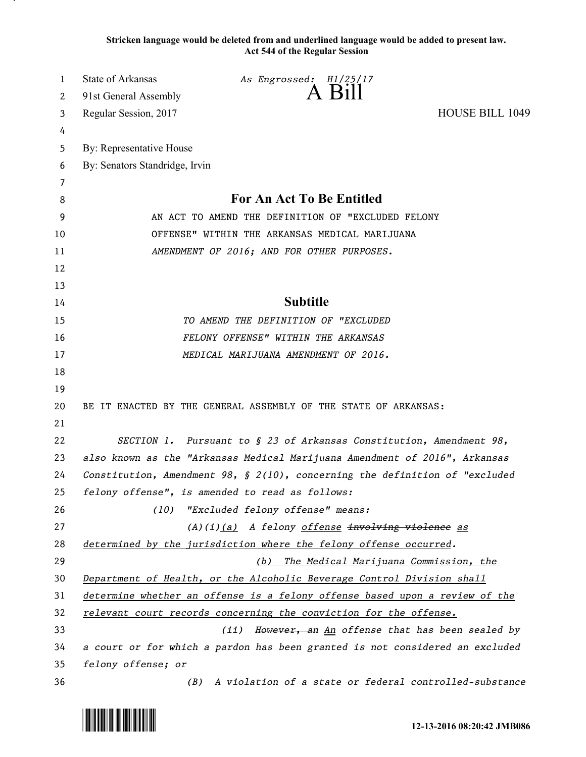**Stricken language would be deleted from and underlined language would be added to present law.**
**Act 544 of the Regular Session**

State of Arkansas *As Engrossed: H1/25/17*
91st General Assembly **A Bill**
Regular Session, 2017 HOUSE BILL 1049

By: Representative House
By: Senators Standridge, Irvin

## For An Act To Be Entitled

AN ACT TO AMEND THE DEFINITION OF "EXCLUDED FELONY OFFENSE" WITHIN THE ARKANSAS MEDICAL MARIJUANA *AMENDMENT OF 2016; AND FOR OTHER PURPOSES.*

## Subtitle

*TO AMEND THE DEFINITION OF "EXCLUDED FELONY OFFENSE" WITHIN THE ARKANSAS MEDICAL MARIJUANA AMENDMENT OF 2016.*

BE IT ENACTED BY THE GENERAL ASSEMBLY OF THE STATE OF ARKANSAS:

*SECTION 1. Pursuant to § 23 of Arkansas Constitution, Amendment 98, also known as the "Arkansas Medical Marijuana Amendment of 2016", Arkansas Constitution, Amendment 98, § 2(10), concerning the definition of "excluded felony offense", is amended to read as follows:*

*(10) "Excluded felony offense" means:*

*(A)(i)<u>(a)</u> A felony <u>offense</u> ~~involving violence~~ <u>as determined by the jurisdiction where the felony offense occurred</u>.*

*<u>(b) The Medical Marijuana Commission, the Department of Health, or the Alcoholic Beverage Control Division shall determine whether an offense is a felony offense based upon a review of the relevant court records concerning the conviction for the offense.</u>*

*(ii) ~~However, an~~ <u>An</u> offense that has been sealed by a court or for which a pardon has been granted is not considered an excluded felony offense; or*

*(B) A violation of a state or federal controlled-substance*

12-13-2016 08:20:42 JMB086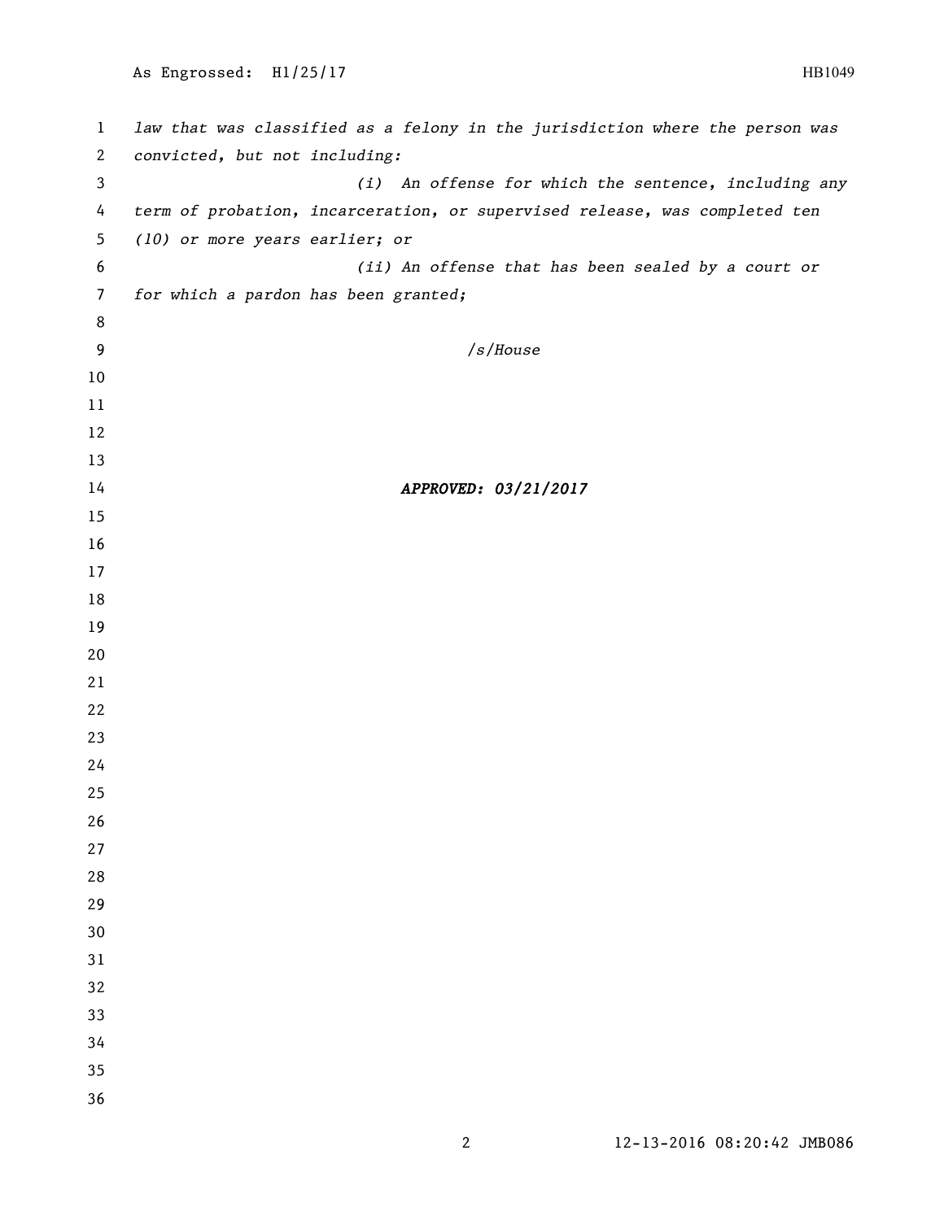*law that was classified as a felony in the jurisdiction where the person was convicted, but not including:*

*(i) An offense for which the sentence, including any term of probation, incarceration, or supervised release, was completed ten (10) or more years earlier; or*

*(ii) An offense that has been sealed by a court or for which a pardon has been granted;*

*/s/House*

***APPROVED: 03/21/2017***